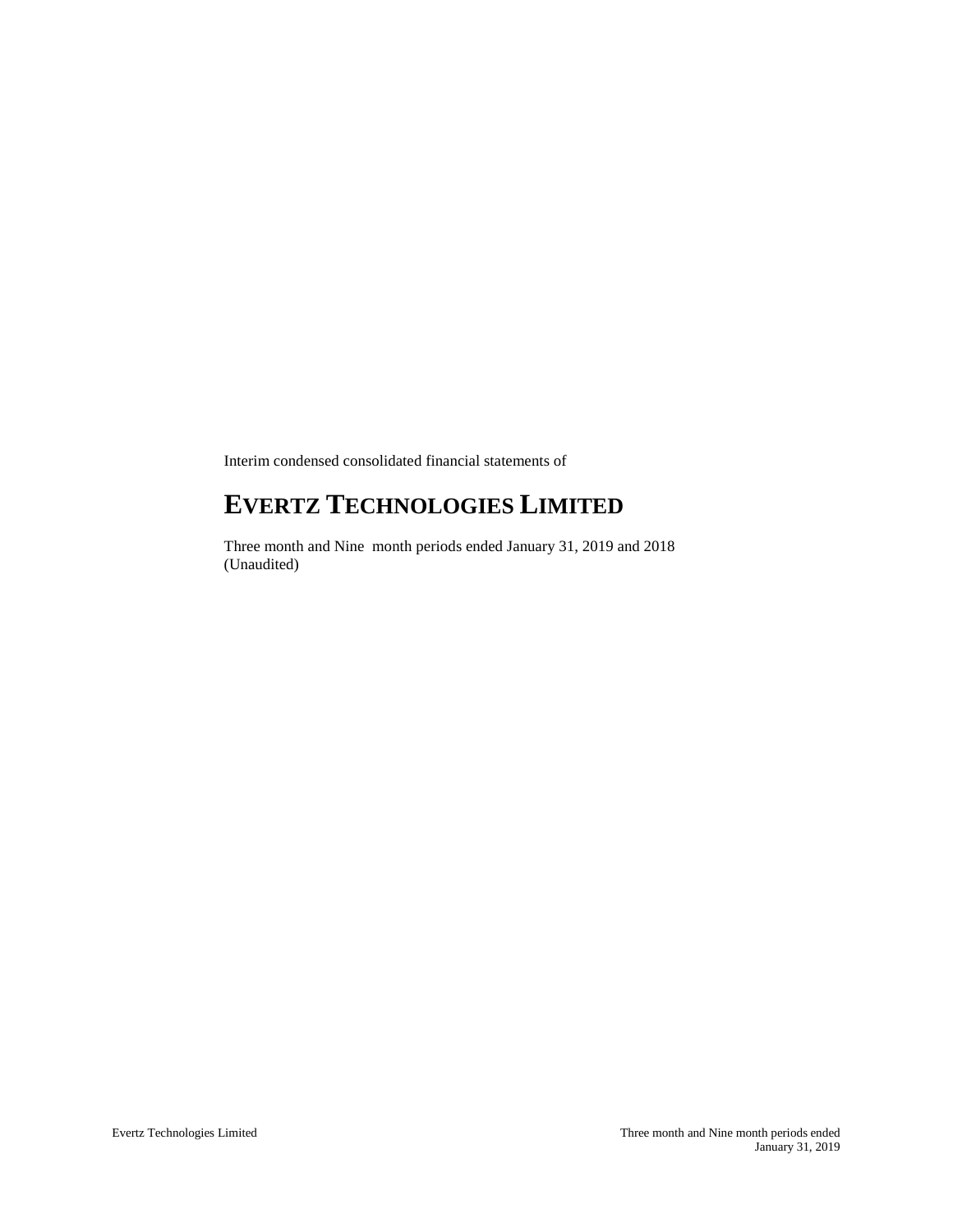Interim condensed consolidated financial statements of

# EVERTZ TECHNOLOGIES LIMITED

Three month and Nine month periods ended January 31, 2019 and 2018
(Unaudited)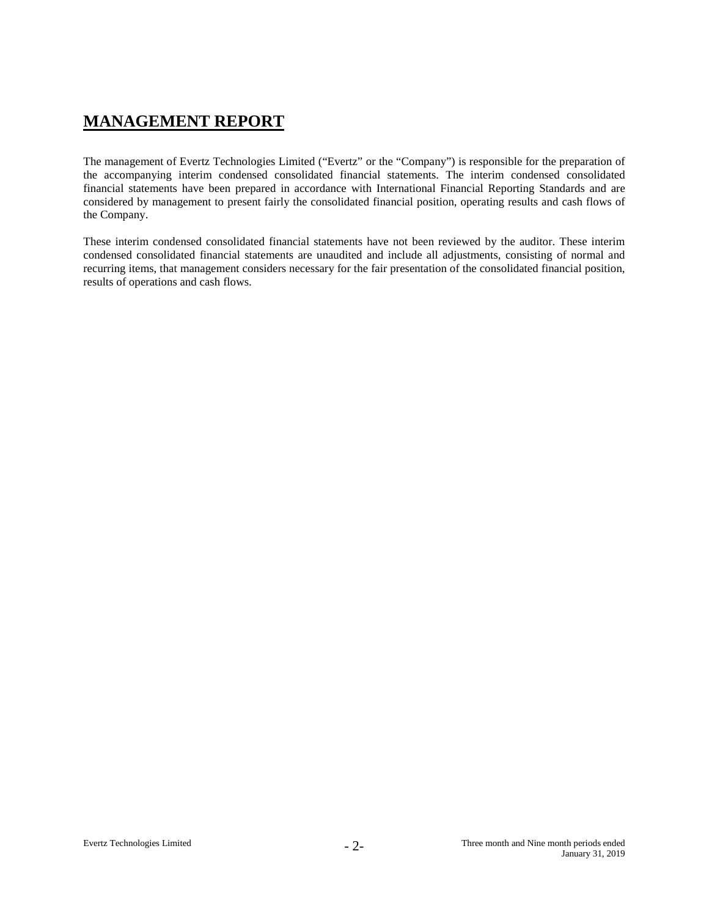# MANAGEMENT REPORT

The management of Evertz Technologies Limited ("Evertz" or the "Company") is responsible for the preparation of the accompanying interim condensed consolidated financial statements. The interim condensed consolidated financial statements have been prepared in accordance with International Financial Reporting Standards and are considered by management to present fairly the consolidated financial position, operating results and cash flows of the Company.

These interim condensed consolidated financial statements have not been reviewed by the auditor. These interim condensed consolidated financial statements are unaudited and include all adjustments, consisting of normal and recurring items, that management considers necessary for the fair presentation of the consolidated financial position, results of operations and cash flows.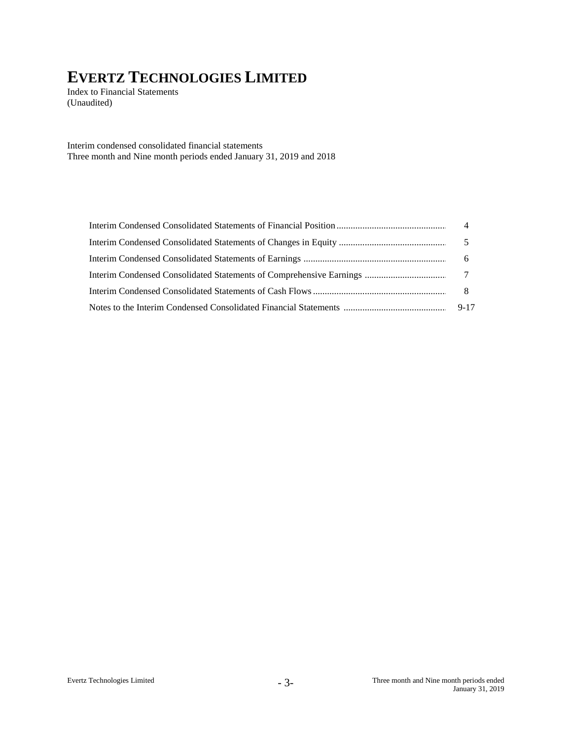# EVERTZ TECHNOLOGIES LIMITED

Index to Financial Statements
(Unaudited)

Interim condensed consolidated financial statements
Three month and Nine month periods ended January 31, 2019 and 2018

| | |
|---|---|
| Interim Condensed Consolidated Statements of Financial Position | 4 |
| Interim Condensed Consolidated Statements of Changes in Equity | 5 |
| Interim Condensed Consolidated Statements of Earnings | 6 |
| Interim Condensed Consolidated Statements of Comprehensive Earnings | 7 |
| Interim Condensed Consolidated Statements of Cash Flows | 8 |
| Notes to the Interim Condensed Consolidated Financial Statements | 9-17 |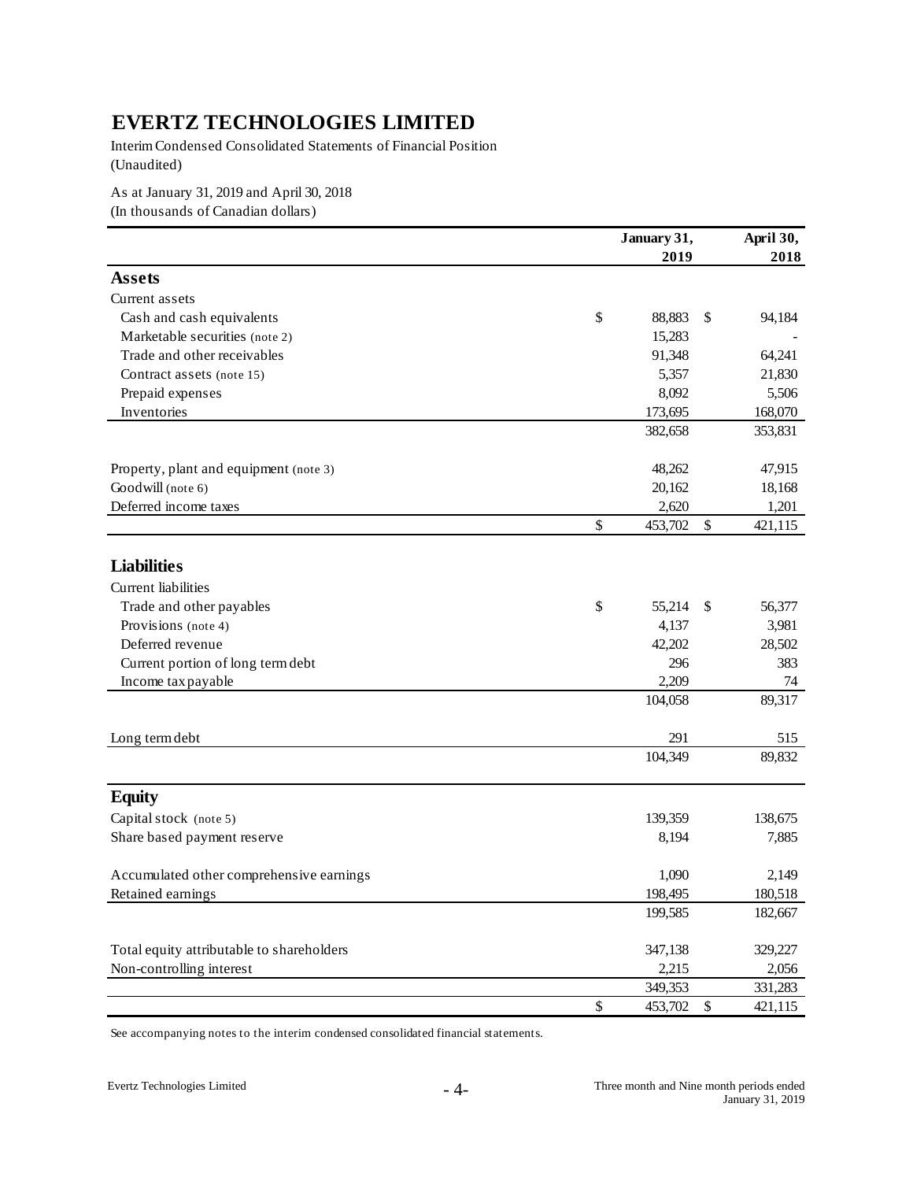# EVERTZ TECHNOLOGIES LIMITED

Interim Condensed Consolidated Statements of Financial Position
(Unaudited)

As at January 31, 2019 and April 30, 2018
(In thousands of Canadian dollars)

| | January 31, 2019 | April 30, 2018 |
|---|---|---|
| **Assets** | | |
| Current assets | | |
| Cash and cash equivalents | $ 88,883 | $ 94,184 |
| Marketable securities (note 2) | 15,283 | - |
| Trade and other receivables | 91,348 | 64,241 |
| Contract assets (note 15) | 5,357 | 21,830 |
| Prepaid expenses | 8,092 | 5,506 |
| Inventories | 173,695 | 168,070 |
| | 382,658 | 353,831 |
| Property, plant and equipment (note 3) | 48,262 | 47,915 |
| Goodwill (note 6) | 20,162 | 18,168 |
| Deferred income taxes | 2,620 | 1,201 |
| | $ 453,702 | $ 421,115 |
| **Liabilities** | | |
| Current liabilities | | |
| Trade and other payables | $ 55,214 | $ 56,377 |
| Provisions (note 4) | 4,137 | 3,981 |
| Deferred revenue | 42,202 | 28,502 |
| Current portion of long term debt | 296 | 383 |
| Income tax payable | 2,209 | 74 |
| | 104,058 | 89,317 |
| Long term debt | 291 | 515 |
| | 104,349 | 89,832 |
| **Equity** | | |
| Capital stock (note 5) | 139,359 | 138,675 |
| Share based payment reserve | 8,194 | 7,885 |
| Accumulated other comprehensive earnings | 1,090 | 2,149 |
| Retained earnings | 198,495 | 180,518 |
| | 199,585 | 182,667 |
| Total equity attributable to shareholders | 347,138 | 329,227 |
| Non-controlling interest | 2,215 | 2,056 |
| | 349,353 | 331,283 |
| | $ 453,702 | $ 421,115 |

See accompanying notes to the interim condensed consolidated financial statements.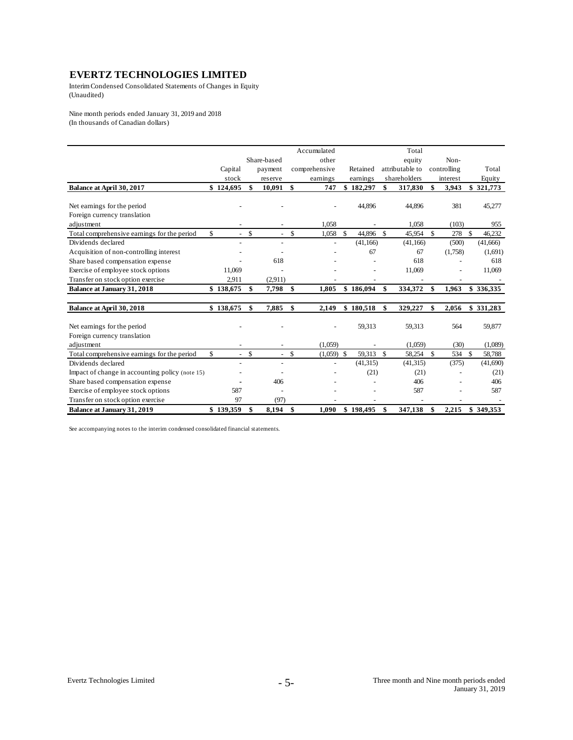# EVERTZ TECHNOLOGIES LIMITED

Interim Condensed Consolidated Statements of Changes in Equity
(Unaudited)

Nine month periods ended January 31, 2019 and 2018
(In thousands of Canadian dollars)

| | Capital stock | Share-based payment reserve | Accumulated other comprehensive earnings | Retained earnings | Total equity attributable to shareholders | Non-controlling interest | Total Equity |
|---|---|---|---|---|---|---|---|
| **Balance at April 30, 2017** | **$ 124,695** | **$ 10,091** | **$ 747** | **$ 182,297** | **$ 317,830** | **$ 3,943** | **$ 321,773** |
| Net earnings for the period | - | - | - | 44,896 | 44,896 | 381 | 45,277 |
| Foreign currency translation adjustment | - | - | 1,058 | - | 1,058 | (103) | 955 |
| Total comprehensive earnings for the period | $ - | $ - | $ 1,058 | $ 44,896 | $ 45,954 | $ 278 | $ 46,232 |
| Dividends declared | - | - | - | (41,166) | (41,166) | (500) | (41,666) |
| Acquisition of non-controlling interest | - | - | - | 67 | 67 | (1,758) | (1,691) |
| Share based compensation expense | - | 618 | - | - | 618 | - | 618 |
| Exercise of employee stock options | 11,069 | - | - | - | 11,069 | - | 11,069 |
| Transfer on stock option exercise | 2,911 | (2,911) | - | - | - | - | - |
| **Balance at January 31, 2018** | **$ 138,675** | **$ 7,798** | **$ 1,805** | **$ 186,094** | **$ 334,372** | **$ 1,963** | **$ 336,335** |
| **Balance at April 30, 2018** | **$ 138,675** | **$ 7,885** | **$ 2,149** | **$ 180,518** | **$ 329,227** | **$ 2,056** | **$ 331,283** |
| Net earnings for the period | - | - | - | 59,313 | 59,313 | 564 | 59,877 |
| Foreign currency translation adjustment | - | - | (1,059) | - | (1,059) | (30) | (1,089) |
| Total comprehensive earnings for the period | $ - | $ - | $ (1,059) | $ 59,313 | $ 58,254 | $ 534 | $ 58,788 |
| Dividends declared | - | - | - | (41,315) | (41,315) | (375) | (41,690) |
| Impact of change in accounting policy (note 15) | - | - | - | (21) | (21) | - | (21) |
| Share based compensation expense | - | 406 | - | - | 406 | - | 406 |
| Exercise of employee stock options | 587 | - | - | - | 587 | - | 587 |
| Transfer on stock option exercise | 97 | (97) | - | - | - | - | - |
| **Balance at January 31, 2019** | **$ 139,359** | **$ 8,194** | **$ 1,090** | **$ 198,495** | **$ 347,138** | **$ 2,215** | **$ 349,353** |

See accompanying notes to the interim condensed consolidated financial statements.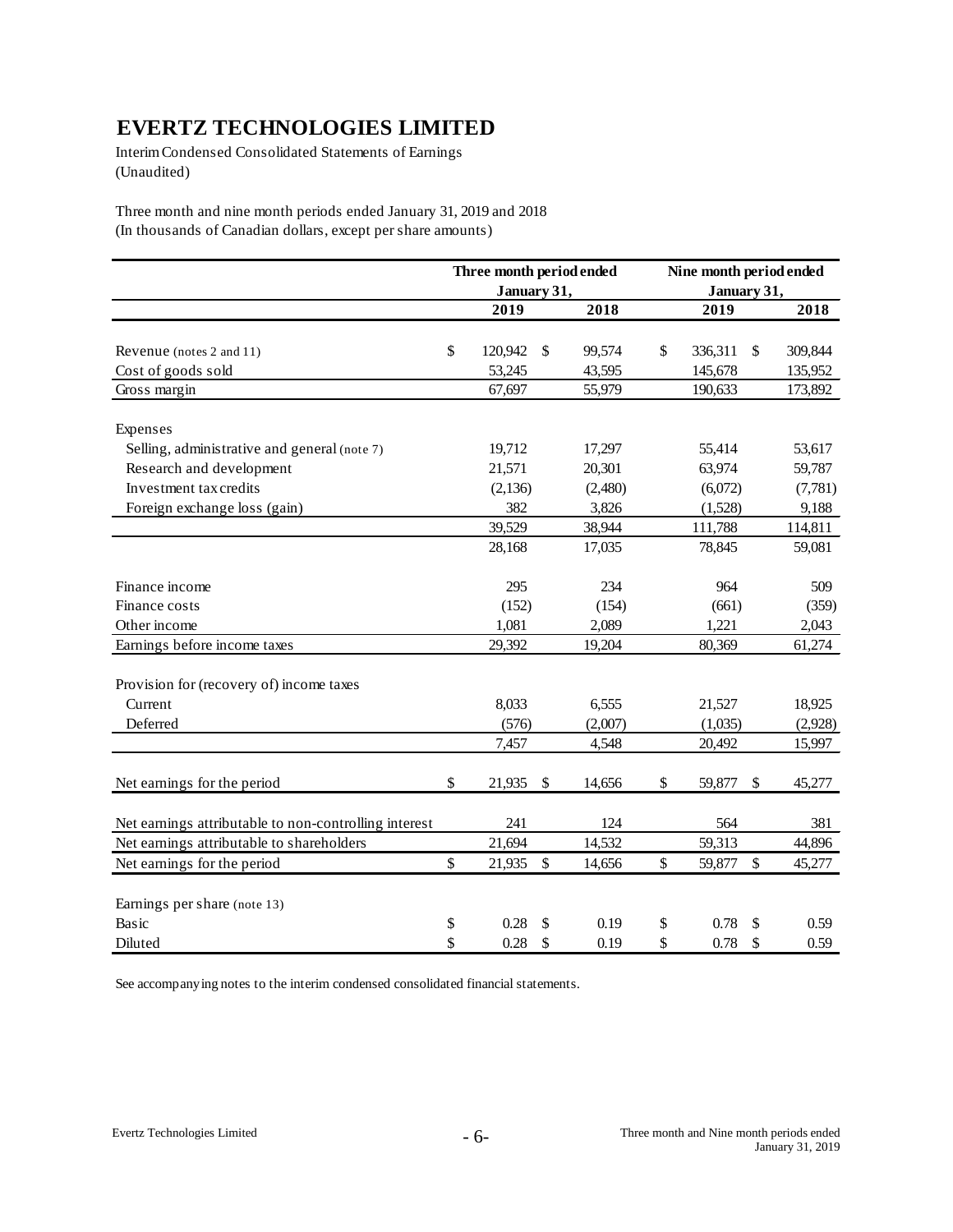# EVERTZ TECHNOLOGIES LIMITED

Interim Condensed Consolidated Statements of Earnings
(Unaudited)

Three month and nine month periods ended January 31, 2019 and 2018
(In thousands of Canadian dollars, except per share amounts)

| | Three month period ended January 31, | | Nine month period ended January 31, | |
|---|---|---|---|---|
| | 2019 | 2018 | 2019 | 2018 |
| Revenue (notes 2 and 11) | $ 120,942 | $ 99,574 | $ 336,311 | $ 309,844 |
| Cost of goods sold | 53,245 | 43,595 | 145,678 | 135,952 |
| Gross margin | 67,697 | 55,979 | 190,633 | 173,892 |
| Expenses | | | | |
| Selling, administrative and general (note 7) | 19,712 | 17,297 | 55,414 | 53,617 |
| Research and development | 21,571 | 20,301 | 63,974 | 59,787 |
| Investment tax credits | (2,136) | (2,480) | (6,072) | (7,781) |
| Foreign exchange loss (gain) | 382 | 3,826 | (1,528) | 9,188 |
| | 39,529 | 38,944 | 111,788 | 114,811 |
| | 28,168 | 17,035 | 78,845 | 59,081 |
| Finance income | 295 | 234 | 964 | 509 |
| Finance costs | (152) | (154) | (661) | (359) |
| Other income | 1,081 | 2,089 | 1,221 | 2,043 |
| Earnings before income taxes | 29,392 | 19,204 | 80,369 | 61,274 |
| Provision for (recovery of) income taxes | | | | |
| Current | 8,033 | 6,555 | 21,527 | 18,925 |
| Deferred | (576) | (2,007) | (1,035) | (2,928) |
| | 7,457 | 4,548 | 20,492 | 15,997 |
| Net earnings for the period | $ 21,935 | $ 14,656 | $ 59,877 | $ 45,277 |
| Net earnings attributable to non-controlling interest | 241 | 124 | 564 | 381 |
| Net earnings attributable to shareholders | 21,694 | 14,532 | 59,313 | 44,896 |
| Net earnings for the period | $ 21,935 | $ 14,656 | $ 59,877 | $ 45,277 |
| Earnings per share (note 13) | | | | |
| Basic | $ 0.28 | $ 0.19 | $ 0.78 | $ 0.59 |
| Diluted | $ 0.28 | $ 0.19 | $ 0.78 | $ 0.59 |

See accompanying notes to the interim condensed consolidated financial statements.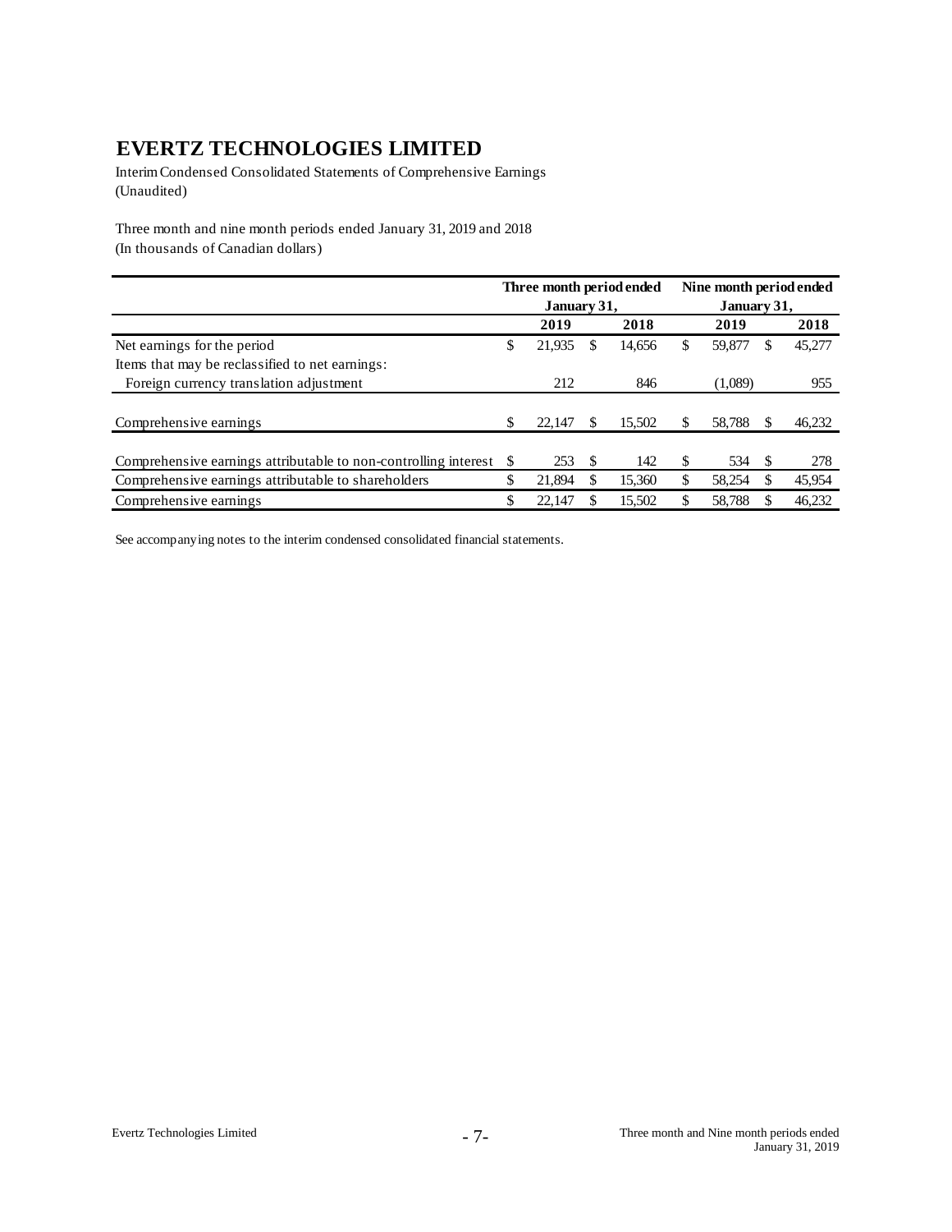# EVERTZ TECHNOLOGIES LIMITED

Interim Condensed Consolidated Statements of Comprehensive Earnings
(Unaudited)

Three month and nine month periods ended January 31, 2019 and 2018
(In thousands of Canadian dollars)

| | Three month period ended January 31, | | Nine month period ended January 31, | |
|---|---|---|---|---|
| | **2019** | **2018** | **2019** | **2018** |
| Net earnings for the period | $ 21,935 | $ 14,656 | $ 59,877 | $ 45,277 |
| Items that may be reclassified to net earnings: | | | | |
| Foreign currency translation adjustment | 212 | 846 | (1,089) | 955 |
| Comprehensive earnings | $ 22,147 | $ 15,502 | $ 58,788 | $ 46,232 |
| Comprehensive earnings attributable to non-controlling interest | $ 253 | $ 142 | $ 534 | $ 278 |
| Comprehensive earnings attributable to shareholders | $ 21,894 | $ 15,360 | $ 58,254 | $ 45,954 |
| Comprehensive earnings | $ 22,147 | $ 15,502 | $ 58,788 | $ 46,232 |

See accompanying notes to the interim condensed consolidated financial statements.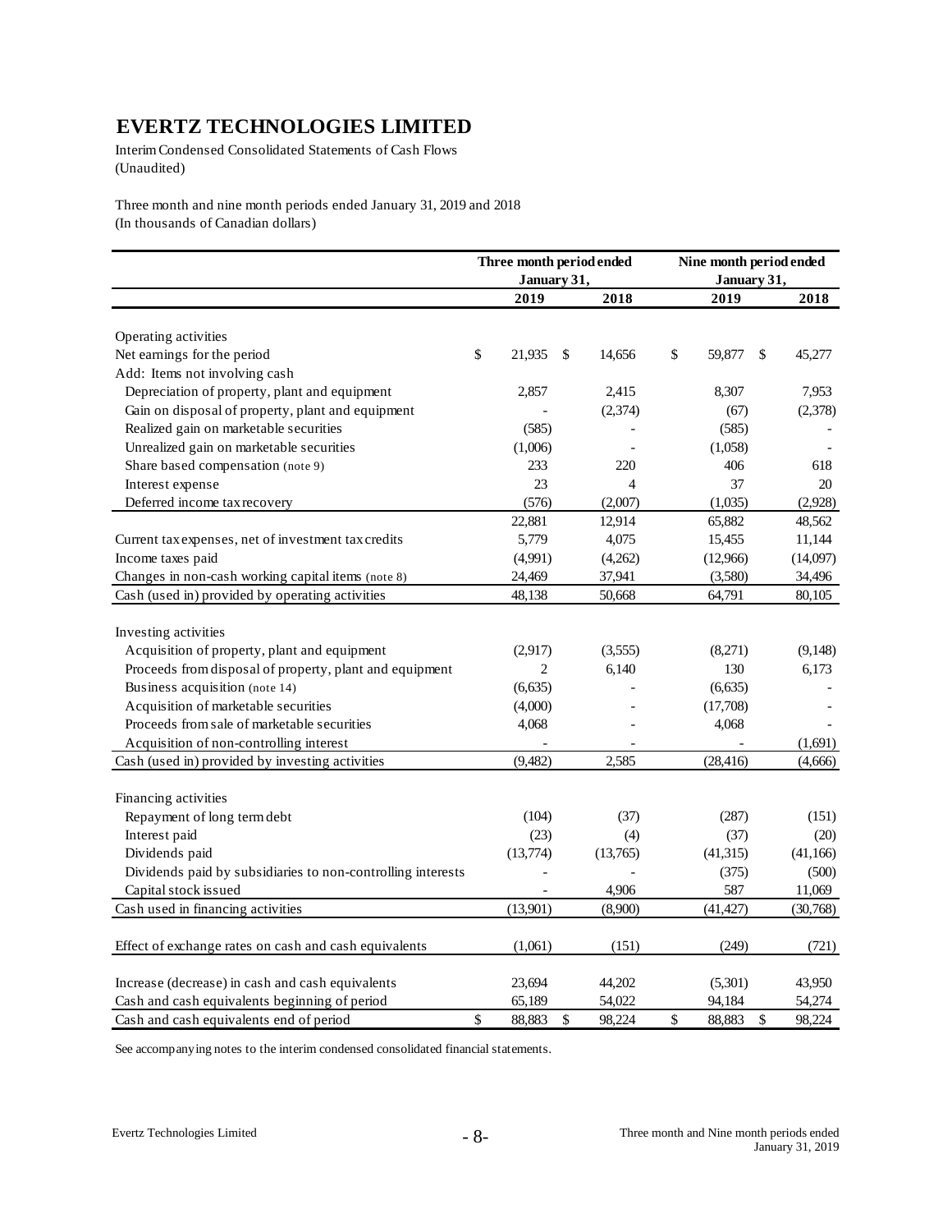# EVERTZ TECHNOLOGIES LIMITED

Interim Condensed Consolidated Statements of Cash Flows
(Unaudited)

Three month and nine month periods ended January 31, 2019 and 2018
(In thousands of Canadian dollars)

| | Three month period ended January 31, | | Nine month period ended January 31, | |
|---|---|---|---|---|
| | 2019 | 2018 | 2019 | 2018 |
| Operating activities | | | | |
| Net earnings for the period | $ 21,935 | $ 14,656 | $ 59,877 | $ 45,277 |
| Add: Items not involving cash | | | | |
| Depreciation of property, plant and equipment | 2,857 | 2,415 | 8,307 | 7,953 |
| Gain on disposal of property, plant and equipment | - | (2,374) | (67) | (2,378) |
| Realized gain on marketable securities | (585) | - | (585) | - |
| Unrealized gain on marketable securities | (1,006) | - | (1,058) | - |
| Share based compensation (note 9) | 233 | 220 | 406 | 618 |
| Interest expense | 23 | 4 | 37 | 20 |
| Deferred income tax recovery | (576) | (2,007) | (1,035) | (2,928) |
| | 22,881 | 12,914 | 65,882 | 48,562 |
| Current tax expenses, net of investment tax credits | 5,779 | 4,075 | 15,455 | 11,144 |
| Income taxes paid | (4,991) | (4,262) | (12,966) | (14,097) |
| Changes in non-cash working capital items (note 8) | 24,469 | 37,941 | (3,580) | 34,496 |
| Cash (used in) provided by operating activities | 48,138 | 50,668 | 64,791 | 80,105 |
| Investing activities | | | | |
| Acquisition of property, plant and equipment | (2,917) | (3,555) | (8,271) | (9,148) |
| Proceeds from disposal of property, plant and equipment | 2 | 6,140 | 130 | 6,173 |
| Business acquisition (note 14) | (6,635) | - | (6,635) | - |
| Acquisition of marketable securities | (4,000) | - | (17,708) | - |
| Proceeds from sale of marketable securities | 4,068 | - | 4,068 | - |
| Acquisition of non-controlling interest | - | - | - | (1,691) |
| Cash (used in) provided by investing activities | (9,482) | 2,585 | (28,416) | (4,666) |
| Financing activities | | | | |
| Repayment of long term debt | (104) | (37) | (287) | (151) |
| Interest paid | (23) | (4) | (37) | (20) |
| Dividends paid | (13,774) | (13,765) | (41,315) | (41,166) |
| Dividends paid by subsidiaries to non-controlling interests | - | - | (375) | (500) |
| Capital stock issued | - | 4,906 | 587 | 11,069 |
| Cash used in financing activities | (13,901) | (8,900) | (41,427) | (30,768) |
| Effect of exchange rates on cash and cash equivalents | (1,061) | (151) | (249) | (721) |
| Increase (decrease) in cash and cash equivalents | 23,694 | 44,202 | (5,301) | 43,950 |
| Cash and cash equivalents beginning of period | 65,189 | 54,022 | 94,184 | 54,274 |
| Cash and cash equivalents end of period | $ 88,883 | $ 98,224 | $ 88,883 | $ 98,224 |

See accompanying notes to the interim condensed consolidated financial statements.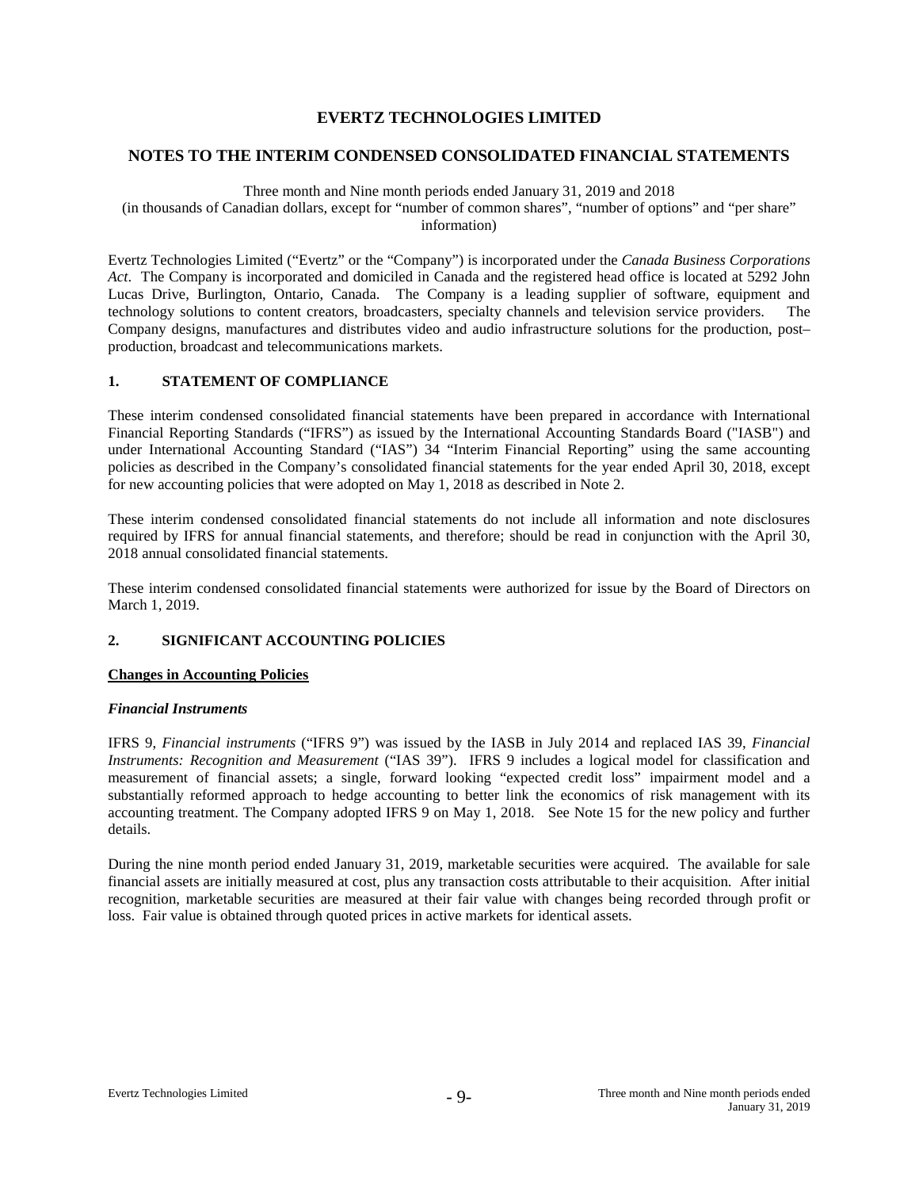# EVERTZ TECHNOLOGIES LIMITED

## NOTES TO THE INTERIM CONDENSED CONSOLIDATED FINANCIAL STATEMENTS

Three month and Nine month periods ended January 31, 2019 and 2018
(in thousands of Canadian dollars, except for "number of common shares", "number of options" and "per share" information)

Evertz Technologies Limited ("Evertz" or the "Company") is incorporated under the *Canada Business Corporations Act*. The Company is incorporated and domiciled in Canada and the registered head office is located at 5292 John Lucas Drive, Burlington, Ontario, Canada. The Company is a leading supplier of software, equipment and technology solutions to content creators, broadcasters, specialty channels and television service providers. The Company designs, manufactures and distributes video and audio infrastructure solutions for the production, post–production, broadcast and telecommunications markets.

### 1. STATEMENT OF COMPLIANCE

These interim condensed consolidated financial statements have been prepared in accordance with International Financial Reporting Standards ("IFRS") as issued by the International Accounting Standards Board ("IASB") and under International Accounting Standard ("IAS") 34 "Interim Financial Reporting" using the same accounting policies as described in the Company's consolidated financial statements for the year ended April 30, 2018, except for new accounting policies that were adopted on May 1, 2018 as described in Note 2.

These interim condensed consolidated financial statements do not include all information and note disclosures required by IFRS for annual financial statements, and therefore; should be read in conjunction with the April 30, 2018 annual consolidated financial statements.

These interim condensed consolidated financial statements were authorized for issue by the Board of Directors on March 1, 2019.

### 2. SIGNIFICANT ACCOUNTING POLICIES

**Changes in Accounting Policies**

***Financial Instruments***

IFRS 9, *Financial instruments* ("IFRS 9") was issued by the IASB in July 2014 and replaced IAS 39, *Financial Instruments: Recognition and Measurement* ("IAS 39"). IFRS 9 includes a logical model for classification and measurement of financial assets; a single, forward looking "expected credit loss" impairment model and a substantially reformed approach to hedge accounting to better link the economics of risk management with its accounting treatment. The Company adopted IFRS 9 on May 1, 2018. See Note 15 for the new policy and further details.

During the nine month period ended January 31, 2019, marketable securities were acquired. The available for sale financial assets are initially measured at cost, plus any transaction costs attributable to their acquisition. After initial recognition, marketable securities are measured at their fair value with changes being recorded through profit or loss. Fair value is obtained through quoted prices in active markets for identical assets.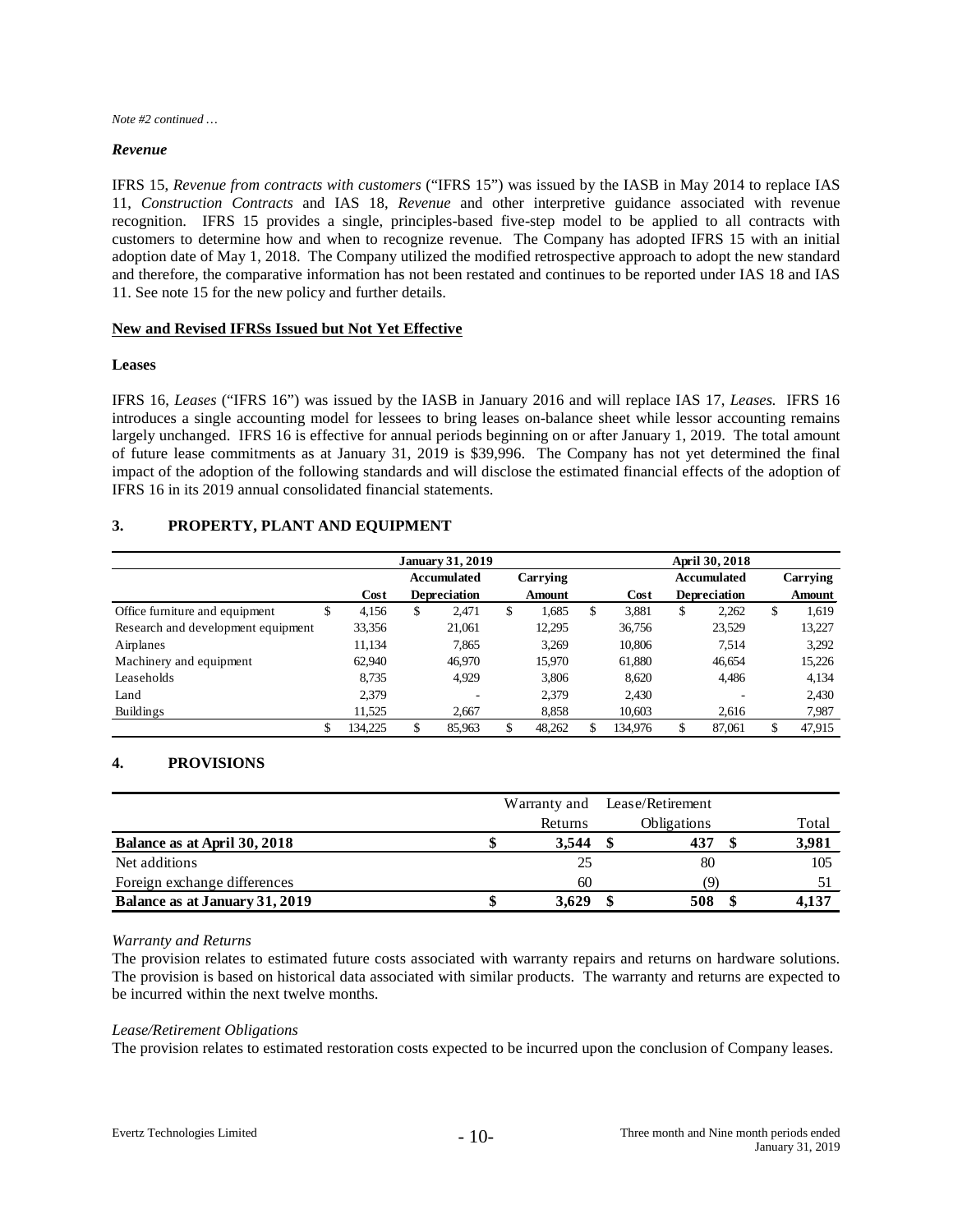*Note #2 continued …*

***Revenue***

IFRS 15, *Revenue from contracts with customers* ("IFRS 15") was issued by the IASB in May 2014 to replace IAS 11, *Construction Contracts* and IAS 18, *Revenue* and other interpretive guidance associated with revenue recognition. IFRS 15 provides a single, principles-based five-step model to be applied to all contracts with customers to determine how and when to recognize revenue. The Company has adopted IFRS 15 with an initial adoption date of May 1, 2018. The Company utilized the modified retrospective approach to adopt the new standard and therefore, the comparative information has not been restated and continues to be reported under IAS 18 and IAS 11. See note 15 for the new policy and further details.

**New and Revised IFRSs Issued but Not Yet Effective**

**Leases**

IFRS 16, *Leases* ("IFRS 16") was issued by the IASB in January 2016 and will replace IAS 17, *Leases.* IFRS 16 introduces a single accounting model for lessees to bring leases on-balance sheet while lessor accounting remains largely unchanged. IFRS 16 is effective for annual periods beginning on or after January 1, 2019. The total amount of future lease commitments as at January 31, 2019 is $39,996. The Company has not yet determined the final impact of the adoption of the following standards and will disclose the estimated financial effects of the adoption of IFRS 16 in its 2019 annual consolidated financial statements.

## 3. PROPERTY, PLANT AND EQUIPMENT

| | January 31, 2019 | | | April 30, 2018 | | |
|---|---|---|---|---|---|---|
| | Cost | Accumulated Depreciation | Carrying Amount | Cost | Accumulated Depreciation | Carrying Amount |
| Office furniture and equipment | $ 4,156 | $ 2,471 | $ 1,685 | $ 3,881 | $ 2,262 | $ 1,619 |
| Research and development equipment | 33,356 | 21,061 | 12,295 | 36,756 | 23,529 | 13,227 |
| Airplanes | 11,134 | 7,865 | 3,269 | 10,806 | 7,514 | 3,292 |
| Machinery and equipment | 62,940 | 46,970 | 15,970 | 61,880 | 46,654 | 15,226 |
| Leaseholds | 8,735 | 4,929 | 3,806 | 8,620 | 4,486 | 4,134 |
| Land | 2,379 | - | 2,379 | 2,430 | - | 2,430 |
| Buildings | 11,525 | 2,667 | 8,858 | 10,603 | 2,616 | 7,987 |
| | $ 134,225 | $ 85,963 | $ 48,262 | $ 134,976 | $ 87,061 | $ 47,915 |

## 4. PROVISIONS

| | Warranty and Returns | Lease/Retirement Obligations | Total |
|---|---|---|---|
| **Balance as at April 30, 2018** | **$ 3,544** | **$ 437** | **$ 3,981** |
| Net additions | 25 | 80 | 105 |
| Foreign exchange differences | 60 | (9) | 51 |
| **Balance as at January 31, 2019** | **$ 3,629** | **$ 508** | **$ 4,137** |

*Warranty and Returns*

The provision relates to estimated future costs associated with warranty repairs and returns on hardware solutions. The provision is based on historical data associated with similar products. The warranty and returns are expected to be incurred within the next twelve months.

*Lease/Retirement Obligations*

The provision relates to estimated restoration costs expected to be incurred upon the conclusion of Company leases.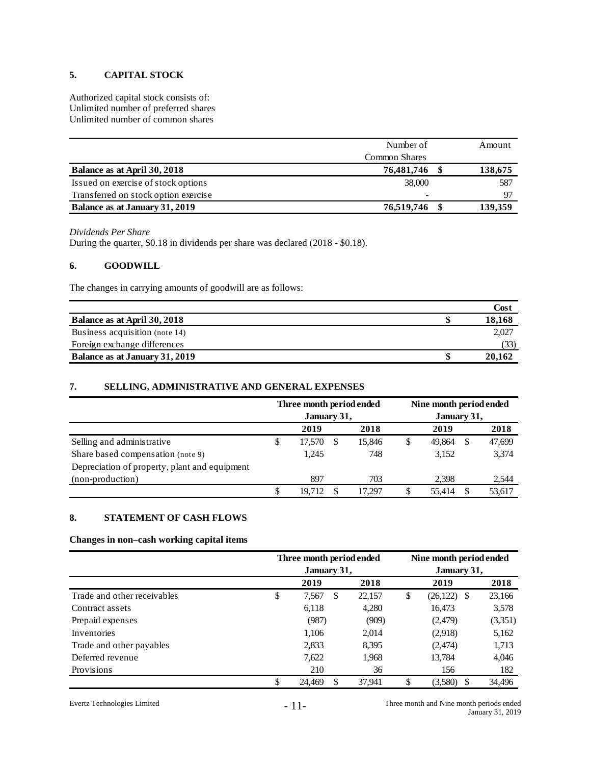## 5. CAPITAL STOCK

Authorized capital stock consists of:
Unlimited number of preferred shares
Unlimited number of common shares

| | Number of Common Shares | Amount |
|---|---|---|
| **Balance as at April 30, 2018** | **76,481,746** | **$ 138,675** |
| Issued on exercise of stock options | 38,000 | 587 |
| Transferred on stock option exercise | - | 97 |
| **Balance as at January 31, 2019** | **76,519,746** | **$ 139,359** |

*Dividends Per Share*
During the quarter, $0.18 in dividends per share was declared (2018 - $0.18).

## 6. GOODWILL

The changes in carrying amounts of goodwill are as follows:

| | Cost |
|---|---|
| **Balance as at April 30, 2018** | **$ 18,168** |
| Business acquisition (note 14) | 2,027 |
| Foreign exchange differences | (33) |
| **Balance as at January 31, 2019** | **$ 20,162** |

## 7. SELLING, ADMINISTRATIVE AND GENERAL EXPENSES

| | Three month period ended January 31, | | Nine month period ended January 31, | |
|---|---|---|---|---|
| | **2019** | **2018** | **2019** | **2018** |
| Selling and administrative | $ 17,570 | $ 15,846 | $ 49,864 | $ 47,699 |
| Share based compensation (note 9) | 1,245 | 748 | 3,152 | 3,374 |
| Depreciation of property, plant and equipment (non-production) | 897 | 703 | 2,398 | 2,544 |
| | $ 19,712 | $ 17,297 | $ 55,414 | $ 53,617 |

## 8. STATEMENT OF CASH FLOWS

**Changes in non–cash working capital items**

| | Three month period ended January 31, | | Nine month period ended January 31, | |
|---|---|---|---|---|
| | **2019** | **2018** | **2019** | **2018** |
| Trade and other receivables | $ 7,567 | $ 22,157 | $ (26,122) | $ 23,166 |
| Contract assets | 6,118 | 4,280 | 16,473 | 3,578 |
| Prepaid expenses | (987) | (909) | (2,479) | (3,351) |
| Inventories | 1,106 | 2,014 | (2,918) | 5,162 |
| Trade and other payables | 2,833 | 8,395 | (2,474) | 1,713 |
| Deferred revenue | 7,622 | 1,968 | 13,784 | 4,046 |
| Provisions | 210 | 36 | 156 | 182 |
| | $ 24,469 | $ 37,941 | $ (3,580) | $ 34,496 |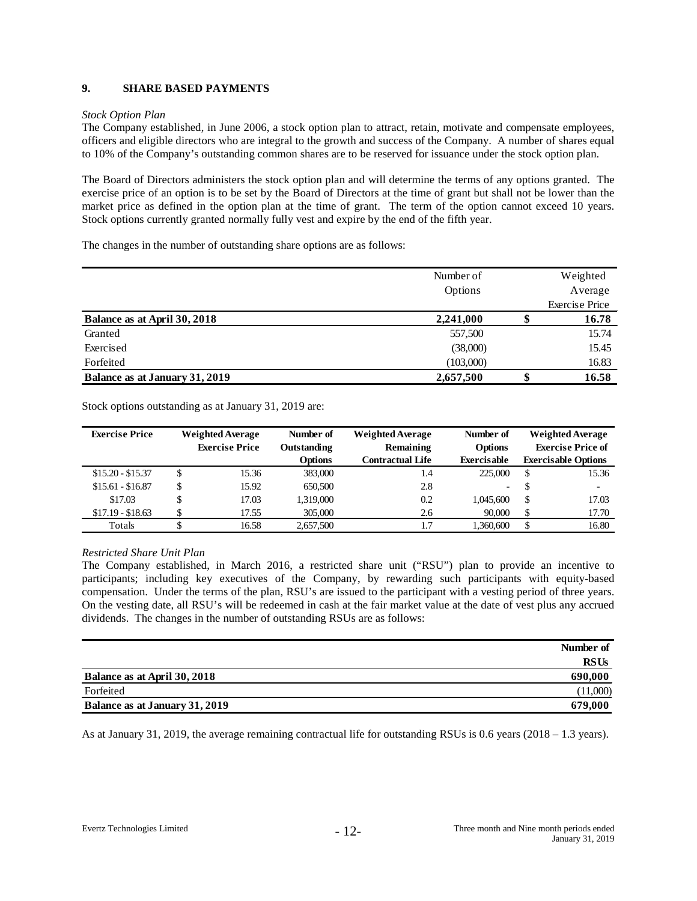## 9. SHARE BASED PAYMENTS

*Stock Option Plan*

The Company established, in June 2006, a stock option plan to attract, retain, motivate and compensate employees, officers and eligible directors who are integral to the growth and success of the Company. A number of shares equal to 10% of the Company's outstanding common shares are to be reserved for issuance under the stock option plan.

The Board of Directors administers the stock option plan and will determine the terms of any options granted. The exercise price of an option is to be set by the Board of Directors at the time of grant but shall not be lower than the market price as defined in the option plan at the time of grant. The term of the option cannot exceed 10 years. Stock options currently granted normally fully vest and expire by the end of the fifth year.

The changes in the number of outstanding share options are as follows:

| | Number of Options | Weighted Average Exercise Price |
|---|---|---|
| **Balance as at April 30, 2018** | **2,241,000** | **$ 16.78** |
| Granted | 557,500 | 15.74 |
| Exercised | (38,000) | 15.45 |
| Forfeited | (103,000) | 16.83 |
| **Balance as at January 31, 2019** | **2,657,500** | **$ 16.58** |

Stock options outstanding as at January 31, 2019 are:

| Exercise Price | Weighted Average Exercise Price | Number of Outstanding Options | Weighted Average Remaining Contractual Life | Number of Options Exercisable | Weighted Average Exercise Price of Exercisable Options |
|---|---|---|---|---|---|
| $15.20 - $15.37 | $ 15.36 | 383,000 | 1.4 | 225,000 | $ 15.36 |
| $15.61 - $16.87 | $ 15.92 | 650,500 | 2.8 | - | $ - |
| $17.03 | $ 17.03 | 1,319,000 | 0.2 | 1,045,600 | $ 17.03 |
| $17.19 - $18.63 | $ 17.55 | 305,000 | 2.6 | 90,000 | $ 17.70 |
| Totals | $ 16.58 | 2,657,500 | 1.7 | 1,360,600 | $ 16.80 |

*Restricted Share Unit Plan*

The Company established, in March 2016, a restricted share unit ("RSU") plan to provide an incentive to participants; including key executives of the Company, by rewarding such participants with equity-based compensation. Under the terms of the plan, RSU's are issued to the participant with a vesting period of three years. On the vesting date, all RSU's will be redeemed in cash at the fair market value at the date of vest plus any accrued dividends. The changes in the number of outstanding RSUs are as follows:

| | Number of RSUs |
|---|---|
| **Balance as at April 30, 2018** | **690,000** |
| Forfeited | (11,000) |
| **Balance as at January 31, 2019** | **679,000** |

As at January 31, 2019, the average remaining contractual life for outstanding RSUs is 0.6 years (2018 – 1.3 years).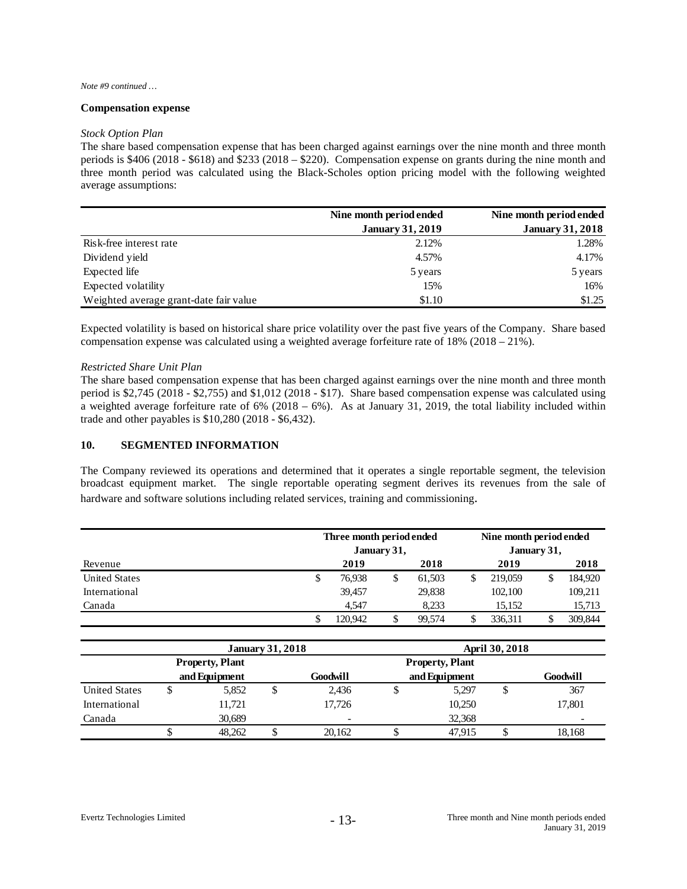*Note #9 continued …*

**Compensation expense**

*Stock Option Plan*

The share based compensation expense that has been charged against earnings over the nine month and three month periods is $406 (2018 - $618) and $233 (2018 – $220). Compensation expense on grants during the nine month and three month period was calculated using the Black-Scholes option pricing model with the following weighted average assumptions:

| | Nine month period ended January 31, 2019 | Nine month period ended January 31, 2018 |
|---|---|---|
| Risk-free interest rate | 2.12% | 1.28% |
| Dividend yield | 4.57% | 4.17% |
| Expected life | 5 years | 5 years |
| Expected volatility | 15% | 16% |
| Weighted average grant-date fair value | $1.10 | $1.25 |

Expected volatility is based on historical share price volatility over the past five years of the Company. Share based compensation expense was calculated using a weighted average forfeiture rate of 18% (2018 – 21%).

*Restricted Share Unit Plan*

The share based compensation expense that has been charged against earnings over the nine month and three month period is $2,745 (2018 - $2,755) and $1,012 (2018 - $17). Share based compensation expense was calculated using a weighted average forfeiture rate of 6% (2018 – 6%). As at January 31, 2019, the total liability included within trade and other payables is $10,280 (2018 - $6,432).

## 10. SEGMENTED INFORMATION

The Company reviewed its operations and determined that it operates a single reportable segment, the television broadcast equipment market. The single reportable operating segment derives its revenues from the sale of hardware and software solutions including related services, training and commissioning.

| | Three month period ended January 31, | | Nine month period ended January 31, | |
|---|---|---|---|---|
| Revenue | 2019 | 2018 | 2019 | 2018 |
| United States | $ 76,938 | $ 61,503 | $ 219,059 | $ 184,920 |
| International | 39,457 | 29,838 | 102,100 | 109,211 |
| Canada | 4,547 | 8,233 | 15,152 | 15,713 |
| | $ 120,942 | $ 99,574 | $ 336,311 | $ 309,844 |

| | January 31, 2018 | | April 30, 2018 | |
|---|---|---|---|---|
| | Property, Plant and Equipment | Goodwill | Property, Plant and Equipment | Goodwill |
| United States | $ 5,852 | $ 2,436 | $ 5,297 | $ 367 |
| International | 11,721 | 17,726 | 10,250 | 17,801 |
| Canada | 30,689 | - | 32,368 | - |
| | $ 48,262 | $ 20,162 | $ 47,915 | $ 18,168 |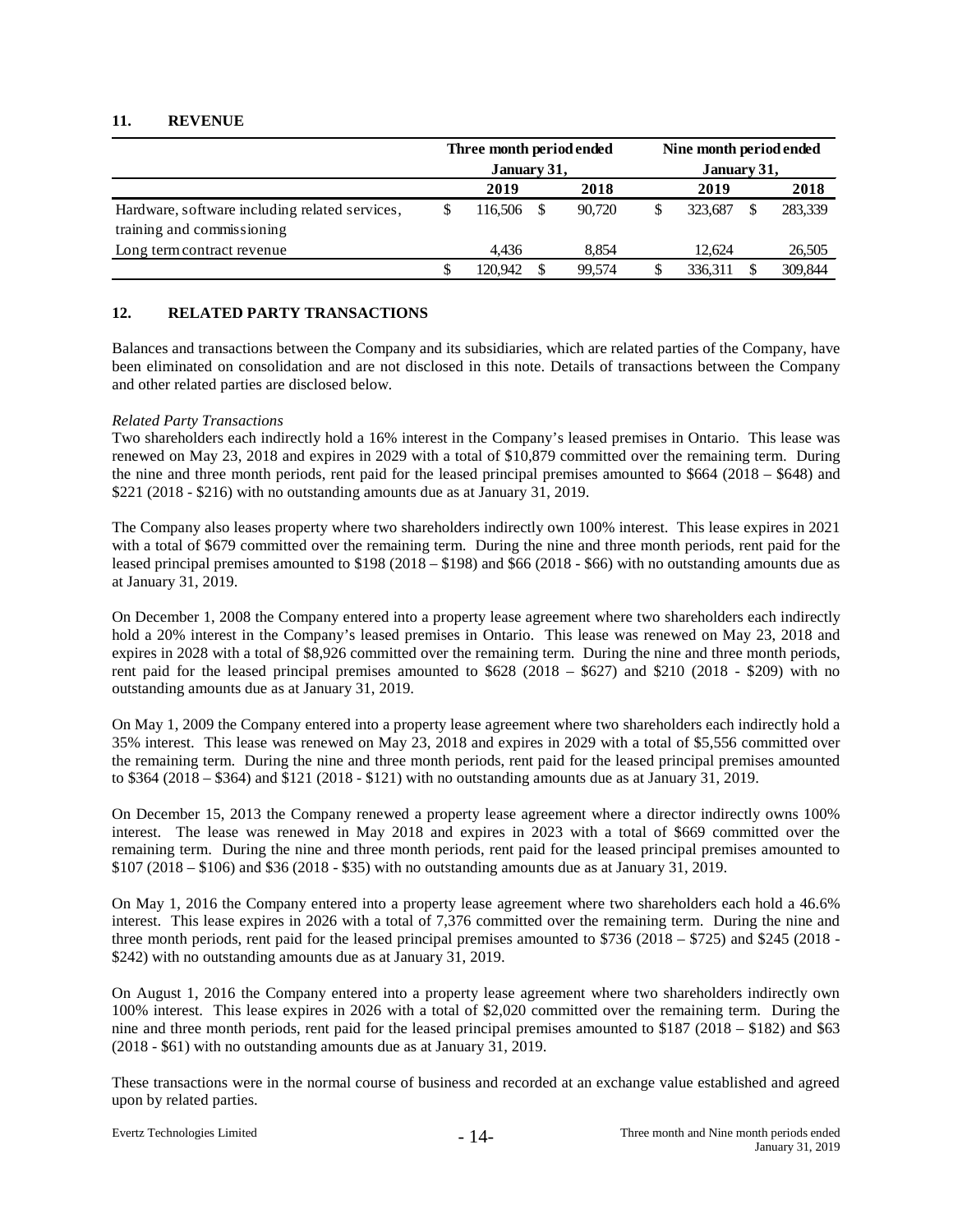## 11. REVENUE

| | Three month period ended January 31, | | Nine month period ended January 31, | |
|---|---|---|---|---|
| | 2019 | 2018 | 2019 | 2018 |
| Hardware, software including related services, training and commissioning | $ 116,506 | $ 90,720 | $ 323,687 | $ 283,339 |
| Long term contract revenue | 4,436 | 8,854 | 12,624 | 26,505 |
| | $ 120,942 | $ 99,574 | $ 336,311 | $ 309,844 |

## 12. RELATED PARTY TRANSACTIONS

Balances and transactions between the Company and its subsidiaries, which are related parties of the Company, have been eliminated on consolidation and are not disclosed in this note. Details of transactions between the Company and other related parties are disclosed below.

*Related Party Transactions*

Two shareholders each indirectly hold a 16% interest in the Company's leased premises in Ontario. This lease was renewed on May 23, 2018 and expires in 2029 with a total of $10,879 committed over the remaining term. During the nine and three month periods, rent paid for the leased principal premises amounted to $664 (2018 – $648) and $221 (2018 - $216) with no outstanding amounts due as at January 31, 2019.

The Company also leases property where two shareholders indirectly own 100% interest. This lease expires in 2021 with a total of $679 committed over the remaining term. During the nine and three month periods, rent paid for the leased principal premises amounted to $198 (2018 – $198) and $66 (2018 - $66) with no outstanding amounts due as at January 31, 2019.

On December 1, 2008 the Company entered into a property lease agreement where two shareholders each indirectly hold a 20% interest in the Company's leased premises in Ontario. This lease was renewed on May 23, 2018 and expires in 2028 with a total of $8,926 committed over the remaining term. During the nine and three month periods, rent paid for the leased principal premises amounted to $628 (2018 – $627) and $210 (2018 - $209) with no outstanding amounts due as at January 31, 2019.

On May 1, 2009 the Company entered into a property lease agreement where two shareholders each indirectly hold a 35% interest. This lease was renewed on May 23, 2018 and expires in 2029 with a total of $5,556 committed over the remaining term. During the nine and three month periods, rent paid for the leased principal premises amounted to $364 (2018 – $364) and $121 (2018 - $121) with no outstanding amounts due as at January 31, 2019.

On December 15, 2013 the Company renewed a property lease agreement where a director indirectly owns 100% interest. The lease was renewed in May 2018 and expires in 2023 with a total of $669 committed over the remaining term. During the nine and three month periods, rent paid for the leased principal premises amounted to $107 (2018 – $106) and $36 (2018 - $35) with no outstanding amounts due as at January 31, 2019.

On May 1, 2016 the Company entered into a property lease agreement where two shareholders each hold a 46.6% interest. This lease expires in 2026 with a total of 7,376 committed over the remaining term. During the nine and three month periods, rent paid for the leased principal premises amounted to $736 (2018 – $725) and $245 (2018 - $242) with no outstanding amounts due as at January 31, 2019.

On August 1, 2016 the Company entered into a property lease agreement where two shareholders indirectly own 100% interest. This lease expires in 2026 with a total of $2,020 committed over the remaining term. During the nine and three month periods, rent paid for the leased principal premises amounted to $187 (2018 – $182) and $63 (2018 - $61) with no outstanding amounts due as at January 31, 2019.

These transactions were in the normal course of business and recorded at an exchange value established and agreed upon by related parties.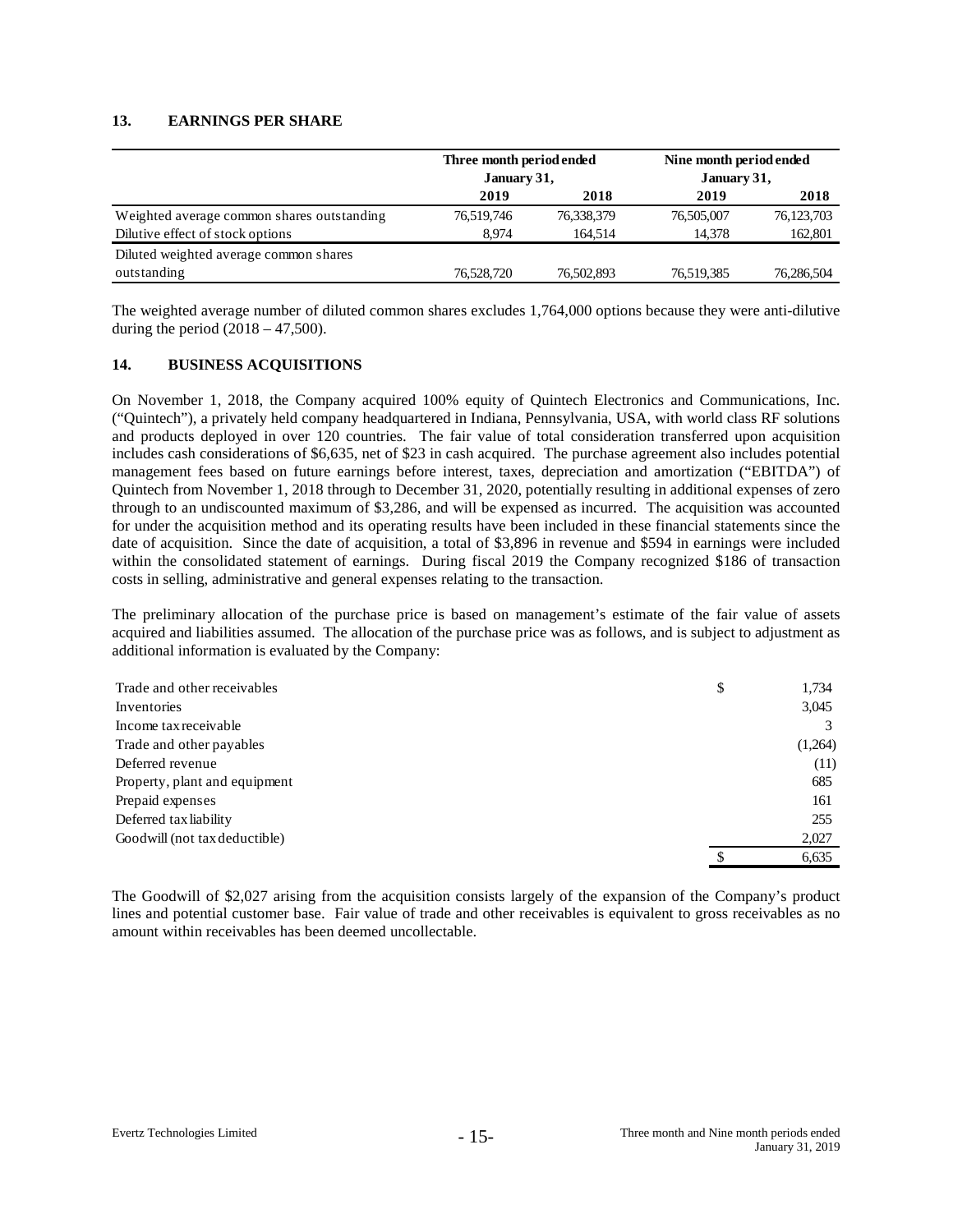## 13. EARNINGS PER SHARE

| | Three month period ended January 31, | | Nine month period ended January 31, | |
|---|---|---|---|---|
| | **2019** | **2018** | **2019** | **2018** |
| Weighted average common shares outstanding | 76,519,746 | 76,338,379 | 76,505,007 | 76,123,703 |
| Dilutive effect of stock options | 8,974 | 164,514 | 14,378 | 162,801 |
| Diluted weighted average common shares outstanding | 76,528,720 | 76,502,893 | 76,519,385 | 76,286,504 |

The weighted average number of diluted common shares excludes 1,764,000 options because they were anti-dilutive during the period (2018 – 47,500).

## 14. BUSINESS ACQUISITIONS

On November 1, 2018, the Company acquired 100% equity of Quintech Electronics and Communications, Inc. ("Quintech"), a privately held company headquartered in Indiana, Pennsylvania, USA, with world class RF solutions and products deployed in over 120 countries. The fair value of total consideration transferred upon acquisition includes cash considerations of $6,635, net of $23 in cash acquired. The purchase agreement also includes potential management fees based on future earnings before interest, taxes, depreciation and amortization ("EBITDA") of Quintech from November 1, 2018 through to December 31, 2020, potentially resulting in additional expenses of zero through to an undiscounted maximum of $3,286, and will be expensed as incurred. The acquisition was accounted for under the acquisition method and its operating results have been included in these financial statements since the date of acquisition. Since the date of acquisition, a total of $3,896 in revenue and $594 in earnings were included within the consolidated statement of earnings. During fiscal 2019 the Company recognized $186 of transaction costs in selling, administrative and general expenses relating to the transaction.

The preliminary allocation of the purchase price is based on management's estimate of the fair value of assets acquired and liabilities assumed. The allocation of the purchase price was as follows, and is subject to adjustment as additional information is evaluated by the Company:

| | |
|---|---|
| Trade and other receivables | $ 1,734 |
| Inventories | 3,045 |
| Income tax receivable | 3 |
| Trade and other payables | (1,264) |
| Deferred revenue | (11) |
| Property, plant and equipment | 685 |
| Prepaid expenses | 161 |
| Deferred tax liability | 255 |
| Goodwill (not tax deductible) | 2,027 |
| | $ 6,635 |

The Goodwill of $2,027 arising from the acquisition consists largely of the expansion of the Company's product lines and potential customer base. Fair value of trade and other receivables is equivalent to gross receivables as no amount within receivables has been deemed uncollectable.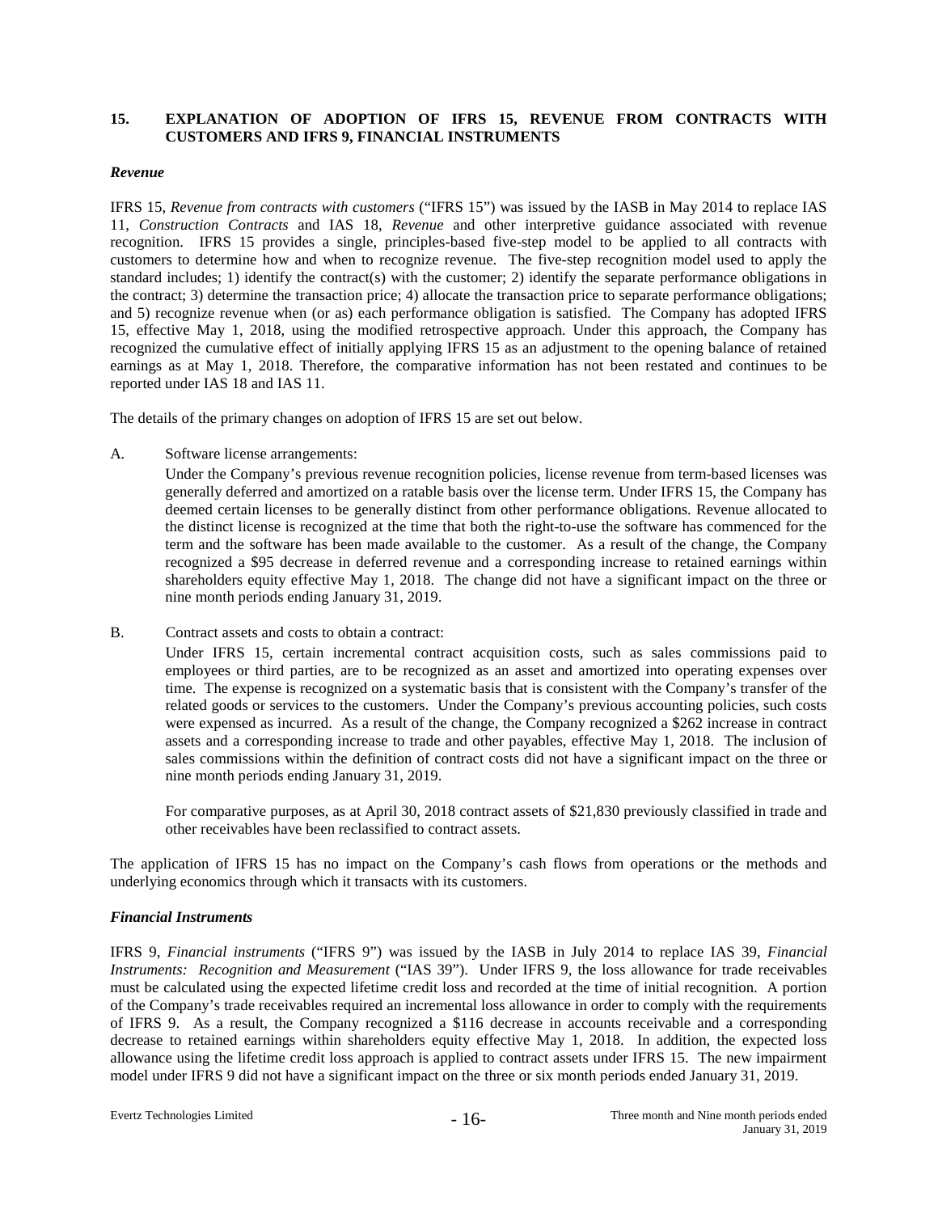## 15. EXPLANATION OF ADOPTION OF IFRS 15, REVENUE FROM CONTRACTS WITH CUSTOMERS AND IFRS 9, FINANCIAL INSTRUMENTS

### *Revenue*

IFRS 15, *Revenue from contracts with customers* ("IFRS 15") was issued by the IASB in May 2014 to replace IAS 11, *Construction Contracts* and IAS 18, *Revenue* and other interpretive guidance associated with revenue recognition. IFRS 15 provides a single, principles-based five-step model to be applied to all contracts with customers to determine how and when to recognize revenue. The five-step recognition model used to apply the standard includes; 1) identify the contract(s) with the customer; 2) identify the separate performance obligations in the contract; 3) determine the transaction price; 4) allocate the transaction price to separate performance obligations; and 5) recognize revenue when (or as) each performance obligation is satisfied. The Company has adopted IFRS 15, effective May 1, 2018, using the modified retrospective approach. Under this approach, the Company has recognized the cumulative effect of initially applying IFRS 15 as an adjustment to the opening balance of retained earnings as at May 1, 2018. Therefore, the comparative information has not been restated and continues to be reported under IAS 18 and IAS 11.

The details of the primary changes on adoption of IFRS 15 are set out below.

A. Software license arrangements:

Under the Company's previous revenue recognition policies, license revenue from term-based licenses was generally deferred and amortized on a ratable basis over the license term. Under IFRS 15, the Company has deemed certain licenses to be generally distinct from other performance obligations. Revenue allocated to the distinct license is recognized at the time that both the right-to-use the software has commenced for the term and the software has been made available to the customer. As a result of the change, the Company recognized a $95 decrease in deferred revenue and a corresponding increase to retained earnings within shareholders equity effective May 1, 2018. The change did not have a significant impact on the three or nine month periods ending January 31, 2019.

B. Contract assets and costs to obtain a contract:

Under IFRS 15, certain incremental contract acquisition costs, such as sales commissions paid to employees or third parties, are to be recognized as an asset and amortized into operating expenses over time. The expense is recognized on a systematic basis that is consistent with the Company's transfer of the related goods or services to the customers. Under the Company's previous accounting policies, such costs were expensed as incurred. As a result of the change, the Company recognized a $262 increase in contract assets and a corresponding increase to trade and other payables, effective May 1, 2018. The inclusion of sales commissions within the definition of contract costs did not have a significant impact on the three or nine month periods ending January 31, 2019.

For comparative purposes, as at April 30, 2018 contract assets of $21,830 previously classified in trade and other receivables have been reclassified to contract assets.

The application of IFRS 15 has no impact on the Company's cash flows from operations or the methods and underlying economics through which it transacts with its customers.

### *Financial Instruments*

IFRS 9, *Financial instruments* ("IFRS 9") was issued by the IASB in July 2014 to replace IAS 39, *Financial Instruments: Recognition and Measurement* ("IAS 39"). Under IFRS 9, the loss allowance for trade receivables must be calculated using the expected lifetime credit loss and recorded at the time of initial recognition. A portion of the Company's trade receivables required an incremental loss allowance in order to comply with the requirements of IFRS 9. As a result, the Company recognized a $116 decrease in accounts receivable and a corresponding decrease to retained earnings within shareholders equity effective May 1, 2018. In addition, the expected loss allowance using the lifetime credit loss approach is applied to contract assets under IFRS 15. The new impairment model under IFRS 9 did not have a significant impact on the three or six month periods ended January 31, 2019.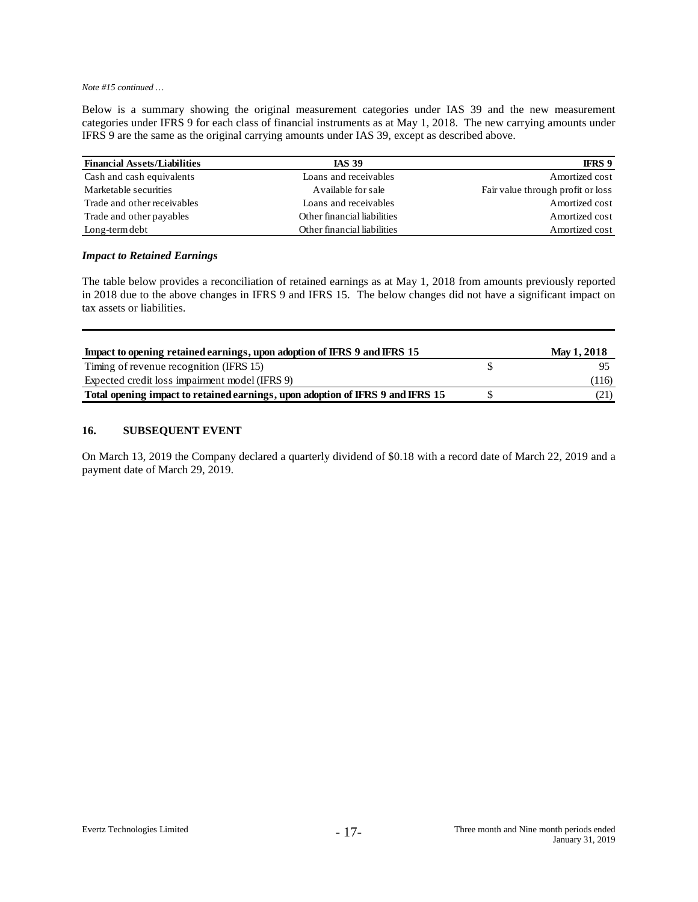*Note #15 continued …*

Below is a summary showing the original measurement categories under IAS 39 and the new measurement categories under IFRS 9 for each class of financial instruments as at May 1, 2018. The new carrying amounts under IFRS 9 are the same as the original carrying amounts under IAS 39, except as described above.

| Financial Assets/Liabilities | IAS 39 | IFRS 9 |
|---|---|---|
| Cash and cash equivalents | Loans and receivables | Amortized cost |
| Marketable securities | Available for sale | Fair value through profit or loss |
| Trade and other receivables | Loans and receivables | Amortized cost |
| Trade and other payables | Other financial liabilities | Amortized cost |
| Long-term debt | Other financial liabilities | Amortized cost |

***Impact to Retained Earnings***

The table below provides a reconciliation of retained earnings as at May 1, 2018 from amounts previously reported in 2018 due to the above changes in IFRS 9 and IFRS 15. The below changes did not have a significant impact on tax assets or liabilities.

| Impact to opening retained earnings, upon adoption of IFRS 9 and IFRS 15 | | May 1, 2018 |
|---|---|---|
| Timing of revenue recognition (IFRS 15) | $ | 95 |
| Expected credit loss impairment model (IFRS 9) | | (116) |
| **Total opening impact to retained earnings, upon adoption of IFRS 9 and IFRS 15** | $ | (21) |

## 16. SUBSEQUENT EVENT

On March 13, 2019 the Company declared a quarterly dividend of $0.18 with a record date of March 22, 2019 and a payment date of March 29, 2019.